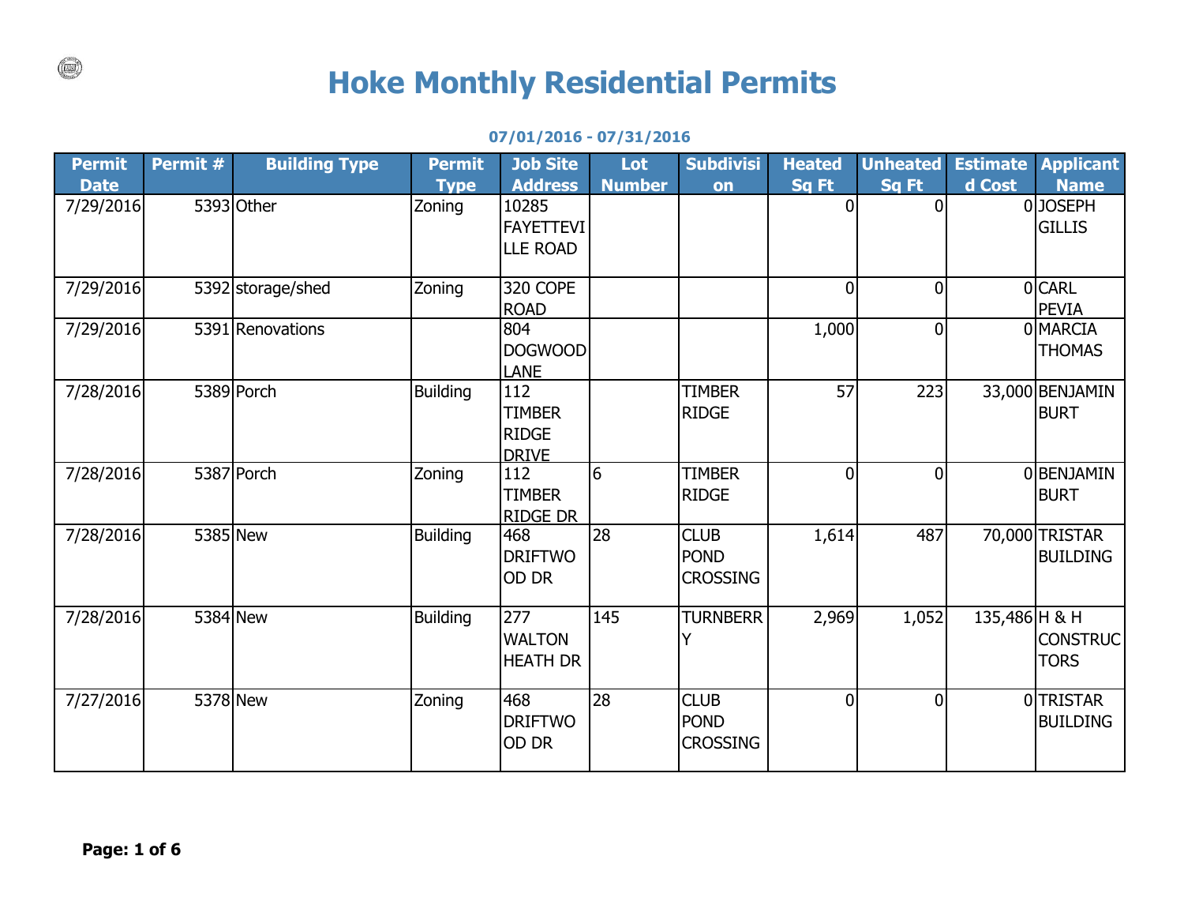# Hoke Monthly Residential Permits

**07/01/2016 - 07/31/2016**

| Permit Date | Permit # | Building Type | Permit Type | Job Site Address | Lot Number | Subdivision | Heated Sq Ft | Unheated Sq Ft | Estimated Cost | Applicant Name |
|---|---|---|---|---|---|---|---|---|---|---|
| 7/29/2016 | 5393 | Other | Zoning | 10285 FAYETTEVILLE ROAD | | | 0 | 0 | 0 | JOSEPH GILLIS |
| 7/29/2016 | 5392 | storage/shed | Zoning | 320 COPE ROAD | | | 0 | 0 | 0 | CARL PEVIA |
| 7/29/2016 | 5391 | Renovations | | 804 DOGWOOD LANE | | | 1,000 | 0 | 0 | MARCIA THOMAS |
| 7/28/2016 | 5389 | Porch | Building | 112 TIMBER RIDGE DRIVE | | TIMBER RIDGE | 57 | 223 | 33,000 | BENJAMIN BURT |
| 7/28/2016 | 5387 | Porch | Zoning | 112 TIMBER RIDGE DR | 6 | TIMBER RIDGE | 0 | 0 | 0 | BENJAMIN BURT |
| 7/28/2016 | 5385 | New | Building | 468 DRIFTWOOD DR | 28 | CLUB POND CROSSING | 1,614 | 487 | 70,000 | TRISTAR BUILDING |
| 7/28/2016 | 5384 | New | Building | 277 WALTON HEATH DR | 145 | TURNBERRY | 2,969 | 1,052 | 135,486 | H & H CONSTRUCTORS |
| 7/27/2016 | 5378 | New | Zoning | 468 DRIFTWOOD DR | 28 | CLUB POND CROSSING | 0 | 0 | 0 | TRISTAR BUILDING |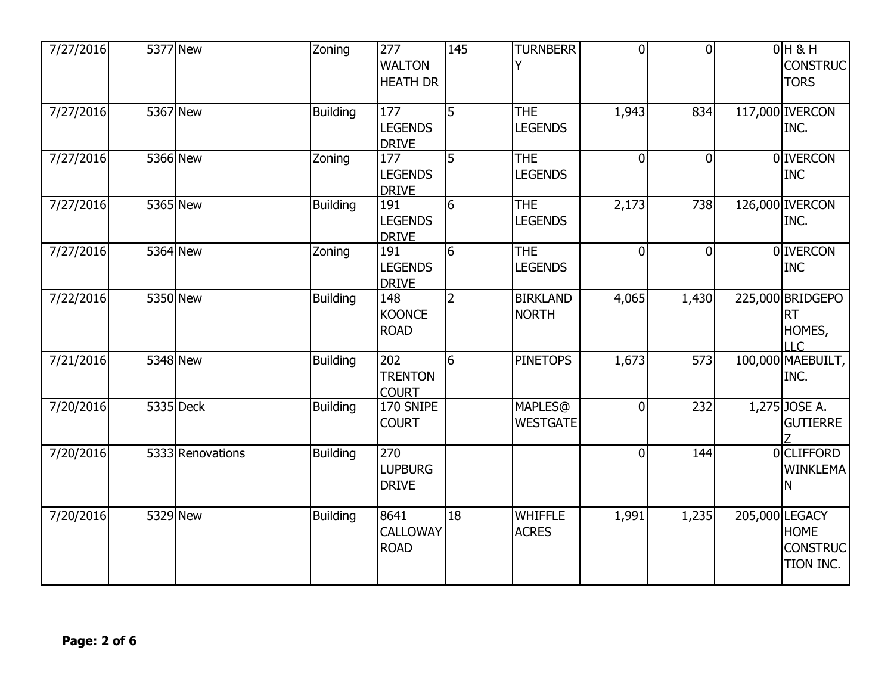| | | | | | | | | | | |
|---|---|---|---|---|---|---|---|---|---|---|
| 7/27/2016 | 5377 | New | Zoning | 277 WALTON HEATH DR | 145 | TURNBERRY | 0 | 0 | 0 | H & H CONSTRUCTORS |
| 7/27/2016 | 5367 | New | Building | 177 LEGENDS DRIVE | 5 | THE LEGENDS | 1,943 | 834 | 117,000 | IVERCON INC. |
| 7/27/2016 | 5366 | New | Zoning | 177 LEGENDS DRIVE | 5 | THE LEGENDS | 0 | 0 | 0 | IVERCON INC |
| 7/27/2016 | 5365 | New | Building | 191 LEGENDS DRIVE | 6 | THE LEGENDS | 2,173 | 738 | 126,000 | IVERCON INC. |
| 7/27/2016 | 5364 | New | Zoning | 191 LEGENDS DRIVE | 6 | THE LEGENDS | 0 | 0 | 0 | IVERCON INC |
| 7/22/2016 | 5350 | New | Building | 148 KOONCE ROAD | 2 | BIRKLAND NORTH | 4,065 | 1,430 | 225,000 | BRIDGEPORT HOMES, LLC |
| 7/21/2016 | 5348 | New | Building | 202 TRENTON COURT | 6 | PINETOPS | 1,673 | 573 | 100,000 | MAEBUILT, INC. |
| 7/20/2016 | 5335 | Deck | Building | 170 SNIPE COURT | | MAPLES@ WESTGATE | 0 | 232 | 1,275 | JOSE A. GUTIERREZ |
| 7/20/2016 | 5333 | Renovations | Building | 270 LUPBURG DRIVE | | | 0 | 144 | 0 | CLIFFORD WINKLEMAN |
| 7/20/2016 | 5329 | New | Building | 8641 CALLOWAY ROAD | 18 | WHIFFLE ACRES | 1,991 | 1,235 | 205,000 | LEGACY HOME CONSTRUCTION INC. |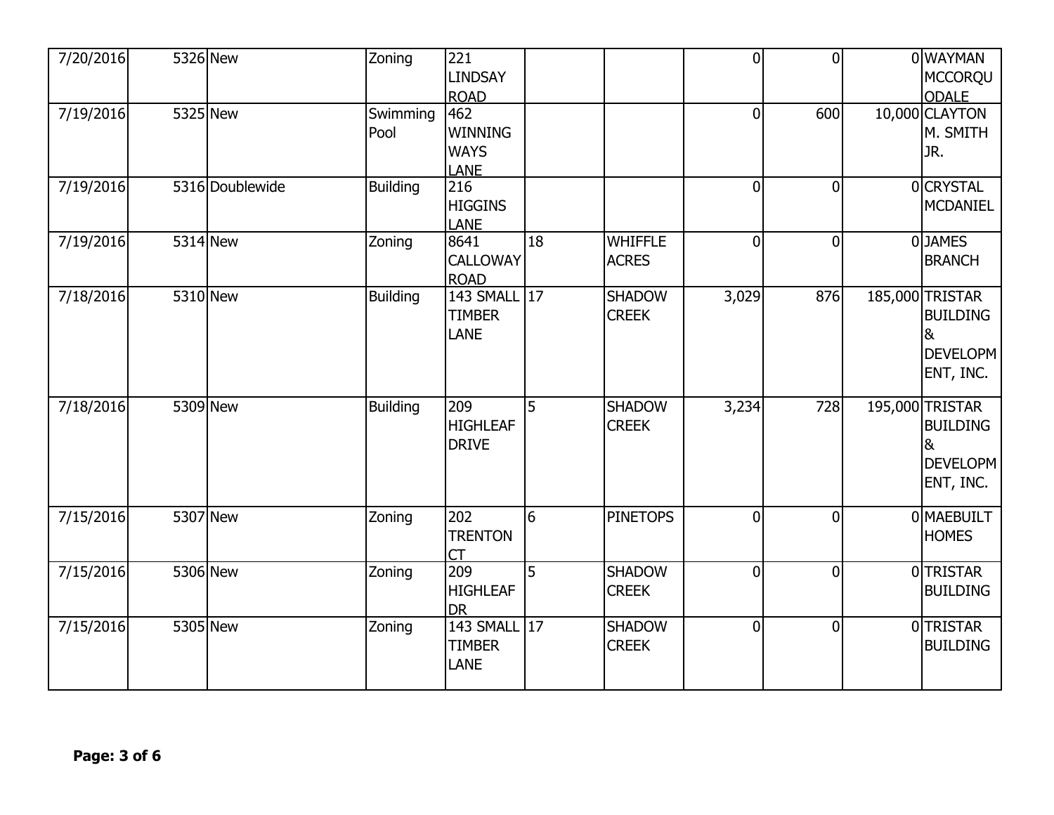| | | | | | | | | | | |
|---|---|---|---|---|---|---|---|---|---|---|
| 7/20/2016 | 5326 | New | Zoning | 221 LINDSAY ROAD | | | 0 | 0 | 0 | WAYMAN MCCORQUODALE |
| 7/19/2016 | 5325 | New | Swimming Pool | 462 WINNING WAYS LANE | | | 0 | 600 | 10,000 | CLAYTON M. SMITH JR. |
| 7/19/2016 | 5316 | Doublewide | Building | 216 HIGGINS LANE | | | 0 | 0 | 0 | CRYSTAL MCDANIEL |
| 7/19/2016 | 5314 | New | Zoning | 8641 CALLOWAY ROAD | 18 | WHIFFLE ACRES | 0 | 0 | 0 | JAMES BRANCH |
| 7/18/2016 | 5310 | New | Building | 143 SMALL TIMBER LANE | 17 | SHADOW CREEK | 3,029 | 876 | 185,000 | TRISTAR BUILDING & DEVELOPMENT, INC. |
| 7/18/2016 | 5309 | New | Building | 209 HIGHLEAF DRIVE | 5 | SHADOW CREEK | 3,234 | 728 | 195,000 | TRISTAR BUILDING & DEVELOPMENT, INC. |
| 7/15/2016 | 5307 | New | Zoning | 202 TRENTON CT | 6 | PINETOPS | 0 | 0 | 0 | MAEBUILT HOMES |
| 7/15/2016 | 5306 | New | Zoning | 209 HIGHLEAF DR | 5 | SHADOW CREEK | 0 | 0 | 0 | TRISTAR BUILDING |
| 7/15/2016 | 5305 | New | Zoning | 143 SMALL TIMBER LANE | 17 | SHADOW CREEK | 0 | 0 | 0 | TRISTAR BUILDING |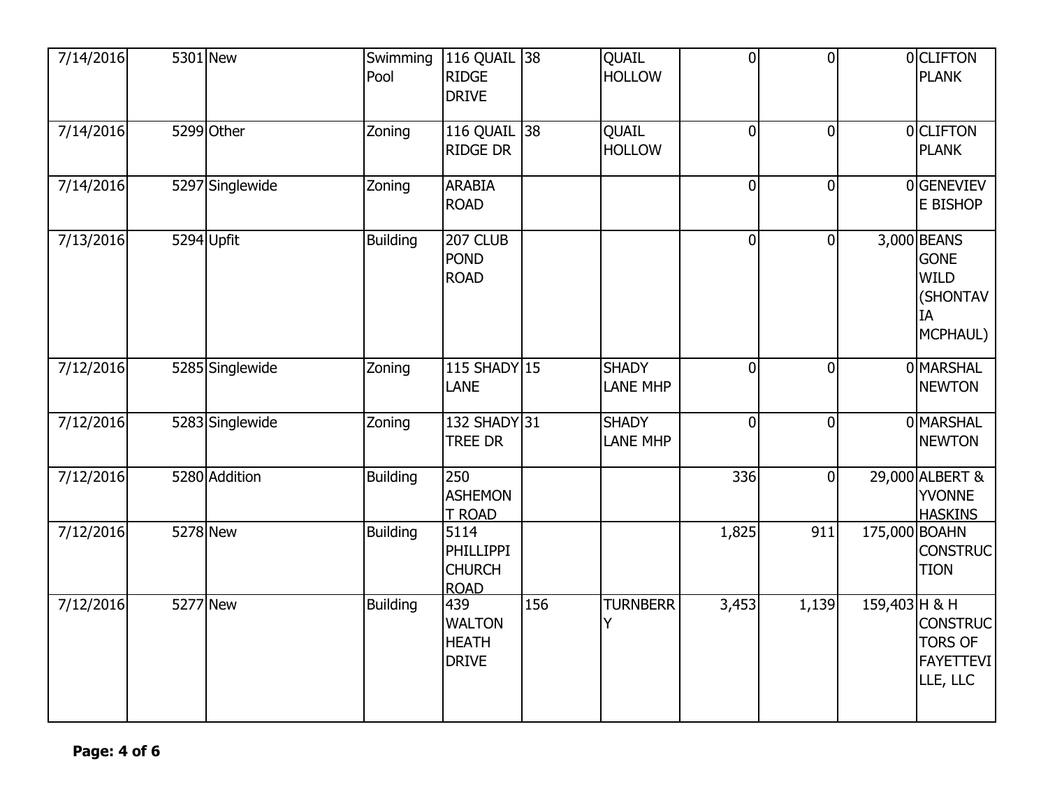| | | | | | | | | | | |
|---|---|---|---|---|---|---|---|---|---|---|
| 7/14/2016 | 5301 | New | Swimming Pool | 116 QUAIL RIDGE DRIVE | 38 | QUAIL HOLLOW | 0 | 0 | 0 | CLIFTON PLANK |
| 7/14/2016 | 5299 | Other | Zoning | 116 QUAIL RIDGE DR | 38 | QUAIL HOLLOW | 0 | 0 | 0 | CLIFTON PLANK |
| 7/14/2016 | 5297 | Singlewide | Zoning | ARABIA ROAD | | | 0 | 0 | 0 | GENEVIEVE BISHOP |
| 7/13/2016 | 5294 | Upfit | Building | 207 CLUB POND ROAD | | | 0 | 0 | 3,000 | BEANS GONE WILD (SHONTAVIA MCPHAUL) |
| 7/12/2016 | 5285 | Singlewide | Zoning | 115 SHADY LANE | 15 | SHADY LANE MHP | 0 | 0 | 0 | MARSHAL NEWTON |
| 7/12/2016 | 5283 | Singlewide | Zoning | 132 SHADY TREE DR | 31 | SHADY LANE MHP | 0 | 0 | 0 | MARSHAL NEWTON |
| 7/12/2016 | 5280 | Addition | Building | 250 ASHEMONT ROAD | | | 336 | 0 | 29,000 | ALBERT & YVONNE HASKINS |
| 7/12/2016 | 5278 | New | Building | 5114 PHILLIPPI CHURCH ROAD | | | 1,825 | 911 | 175,000 | BOAHN CONSTRUCTION |
| 7/12/2016 | 5277 | New | Building | 439 WALTON HEATH DRIVE | 156 | TURNBERRY | 3,453 | 1,139 | 159,403 | H & H CONSTRUCTORS OF FAYETTEVILLE, LLC |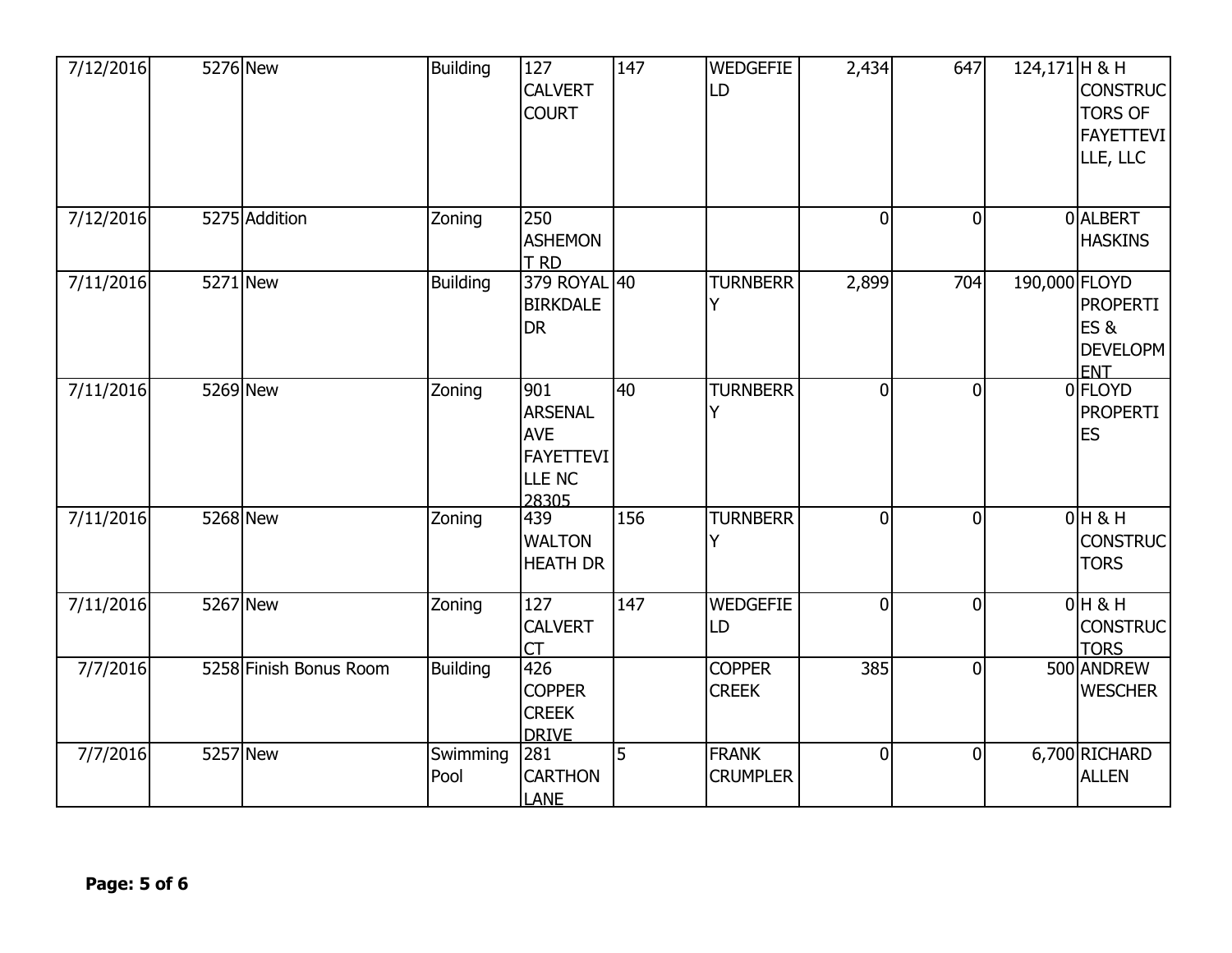| | | | | | | | | | | |
|---|---|---|---|---|---|---|---|---|---|---|
| 7/12/2016 | 5276 | New | Building | 127 CALVERT COURT | 147 | WEDGEFIELD | 2,434 | 647 | 124,171 | H & H CONSTRUCTORS OF FAYETTEVILLE, LLC |
| 7/12/2016 | 5275 | Addition | Zoning | 250 ASHEMONT RD | | | 0 | 0 | 0 | ALBERT HASKINS |
| 7/11/2016 | 5271 | New | Building | 379 ROYAL BIRKDALE DR | 40 | TURNBERRY | 2,899 | 704 | 190,000 | FLOYD PROPERTIES & DEVELOPMENT |
| 7/11/2016 | 5269 | New | Zoning | 901 ARSENAL AVE FAYETTEVILLE NC 28305 | 40 | TURNBERRY | 0 | 0 | 0 | FLOYD PROPERTIES |
| 7/11/2016 | 5268 | New | Zoning | 439 WALTON HEATH DR | 156 | TURNBERRY | 0 | 0 | 0 | H & H CONSTRUCTORS |
| 7/11/2016 | 5267 | New | Zoning | 127 CALVERT CT | 147 | WEDGEFIELD | 0 | 0 | 0 | H & H CONSTRUCTORS |
| 7/7/2016 | 5258 | Finish Bonus Room | Building | 426 COPPER CREEK DRIVE | | COPPER CREEK | 385 | 0 | 500 | ANDREW WESCHER |
| 7/7/2016 | 5257 | New | Swimming Pool | 281 CARTHON LANE | 5 | FRANK CRUMPLER | 0 | 0 | 6,700 | RICHARD ALLEN |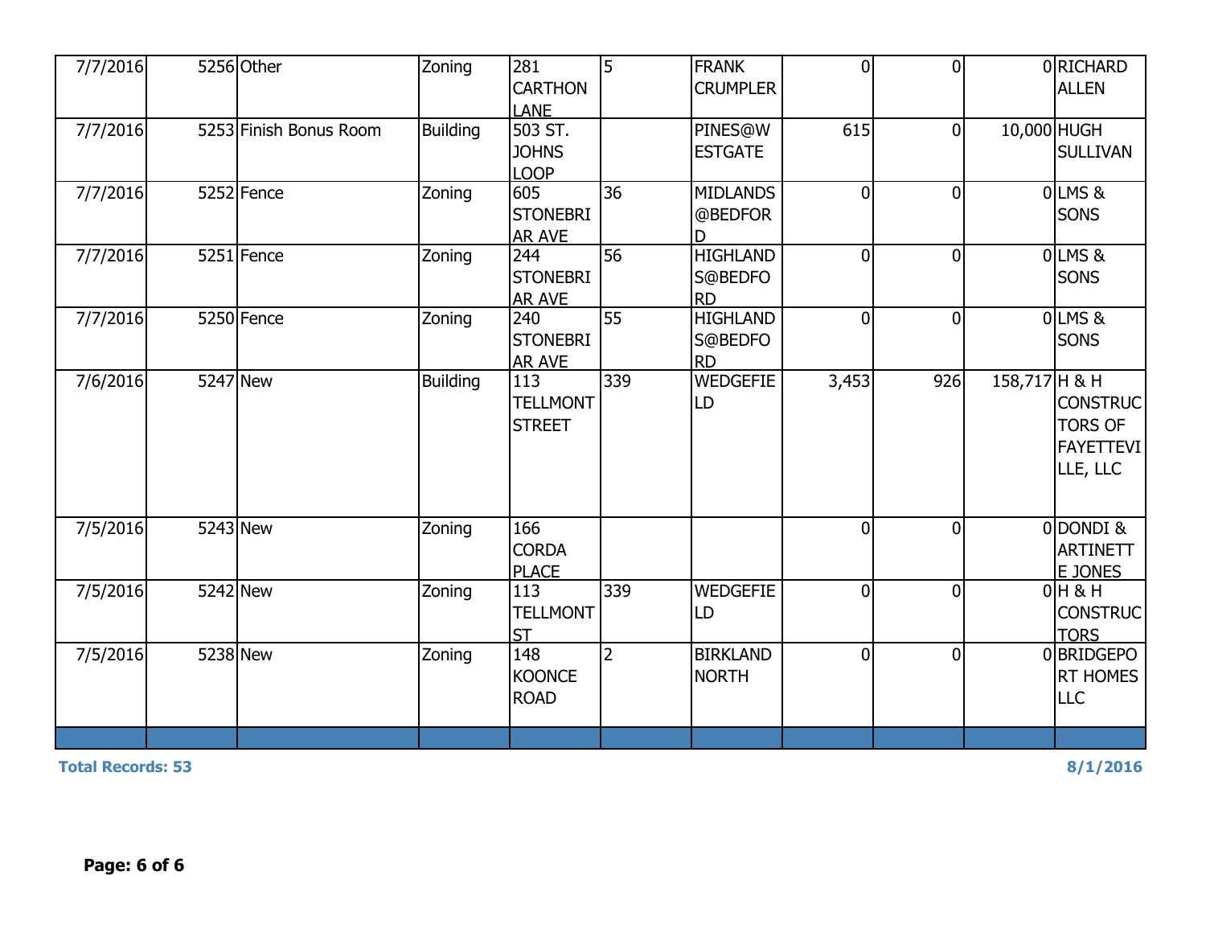| | | | | | | | | | |
|---|---|---|---|---|---|---|---|---|---|
| 7/7/2016 | 5256 | Other | Zoning | 281 CARTHON LANE | 5 | FRANK CRUMPLER | 0 | 0 | 0 | RICHARD ALLEN |
| 7/7/2016 | 5253 | Finish Bonus Room | Building | 503 ST. JOHNS LOOP | | PINES@WESTGATE | 615 | 0 | 10,000 | HUGH SULLIVAN |
| 7/7/2016 | 5252 | Fence | Zoning | 605 STONEBRIAR AVE | 36 | MIDLANDS @BEDFORD | 0 | 0 | 0 | LMS & SONS |
| 7/7/2016 | 5251 | Fence | Zoning | 244 STONEBRIAR AVE | 56 | HIGHLANDS@BEDFORD | 0 | 0 | 0 | LMS & SONS |
| 7/7/2016 | 5250 | Fence | Zoning | 240 STONEBRIAR AVE | 55 | HIGHLANDS@BEDFORD | 0 | 0 | 0 | LMS & SONS |
| 7/6/2016 | 5247 | New | Building | 113 TELLMONT STREET | 339 | WEDGEFIELD | 3,453 | 926 | 158,717 | H & H CONSTRUCTORS OF FAYETTEVILLE, LLC |
| 7/5/2016 | 5243 | New | Zoning | 166 CORDA PLACE | | | 0 | 0 | 0 | DONDI & ARTINETTE JONES |
| 7/5/2016 | 5242 | New | Zoning | 113 TELLMONT ST | 339 | WEDGEFIELD | 0 | 0 | 0 | H & H CONSTRUCTORS |
| 7/5/2016 | 5238 | New | Zoning | 148 KOONCE ROAD | 2 | BIRKLAND NORTH | 0 | 0 | 0 | BRIDGEPORT HOMES LLC |

**Total Records: 53**

**8/1/2016**